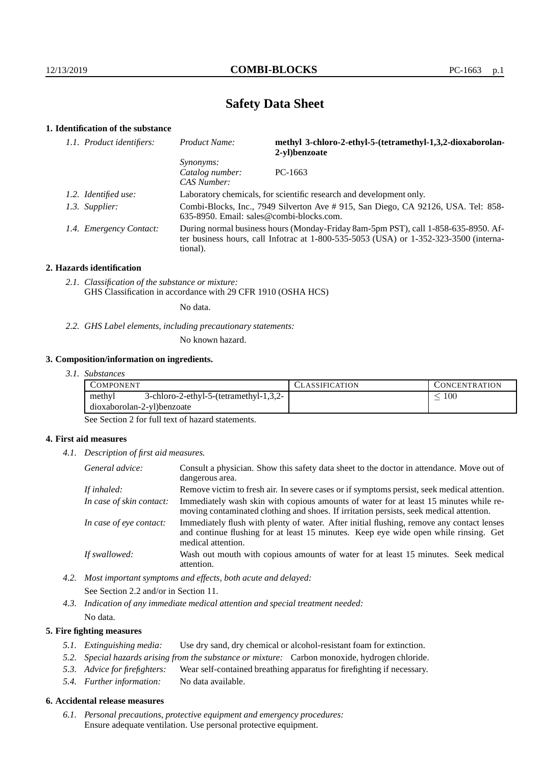# Safety Data Sheet

## 1. Identification of the substance

*1.1. Product identifiers:*

*Product Name:* **methyl 3-chloro-2-ethyl-5-(tetramethyl-1,3,2-dioxaborolan-2-yl)benzoate**

*Synonyms:*

*Catalog number:* PC-1663

*CAS Number:*

*1.2. Identified use:* Laboratory chemicals, for scientific research and development only.

*1.3. Supplier:* Combi-Blocks, Inc., 7949 Silverton Ave # 915, San Diego, CA 92126, USA. Tel: 858-635-8950. Email: sales@combi-blocks.com.

*1.4. Emergency Contact:* During normal business hours (Monday-Friday 8am-5pm PST), call 1-858-635-8950. After business hours, call Infotrac at 1-800-535-5053 (USA) or 1-352-323-3500 (international).

## 2. Hazards identification

*2.1. Classification of the substance or mixture:*
GHS Classification in accordance with 29 CFR 1910 (OSHA HCS)

No data.

*2.2. GHS Label elements, including precautionary statements:*

No known hazard.

## 3. Composition/information on ingredients.

*3.1. Substances*

| COMPONENT | CLASSIFICATION | CONCENTRATION |
|---|---|---|
| methyl 3-chloro-2-ethyl-5-(tetramethyl-1,3,2-dioxaborolan-2-yl)benzoate | | $\leq 100$ |

See Section 2 for full text of hazard statements.

## 4. First aid measures

*4.1. Description of first aid measures.*

*General advice:* Consult a physician. Show this safety data sheet to the doctor in attendance. Move out of dangerous area.

*If inhaled:* Remove victim to fresh air. In severe cases or if symptoms persist, seek medical attention.

*In case of skin contact:* Immediately wash skin with copious amounts of water for at least 15 minutes while removing contaminated clothing and shoes. If irritation persists, seek medical attention.

*In case of eye contact:* Immediately flush with plenty of water. After initial flushing, remove any contact lenses and continue flushing for at least 15 minutes. Keep eye wide open while rinsing. Get medical attention.

*If swallowed:* Wash out mouth with copious amounts of water for at least 15 minutes. Seek medical attention.

*4.2. Most important symptoms and effects, both acute and delayed:*

See Section 2.2 and/or in Section 11.

*4.3. Indication of any immediate medical attention and special treatment needed:*

No data.

## 5. Fire fighting measures

*5.1. Extinguishing media:* Use dry sand, dry chemical or alcohol-resistant foam for extinction.

*5.2. Special hazards arising from the substance or mixture:* Carbon monoxide, hydrogen chloride.

*5.3. Advice for firefighters:* Wear self-contained breathing apparatus for firefighting if necessary.

*5.4. Further information:* No data available.

## 6. Accidental release measures

*6.1. Personal precautions, protective equipment and emergency procedures:*
Ensure adequate ventilation. Use personal protective equipment.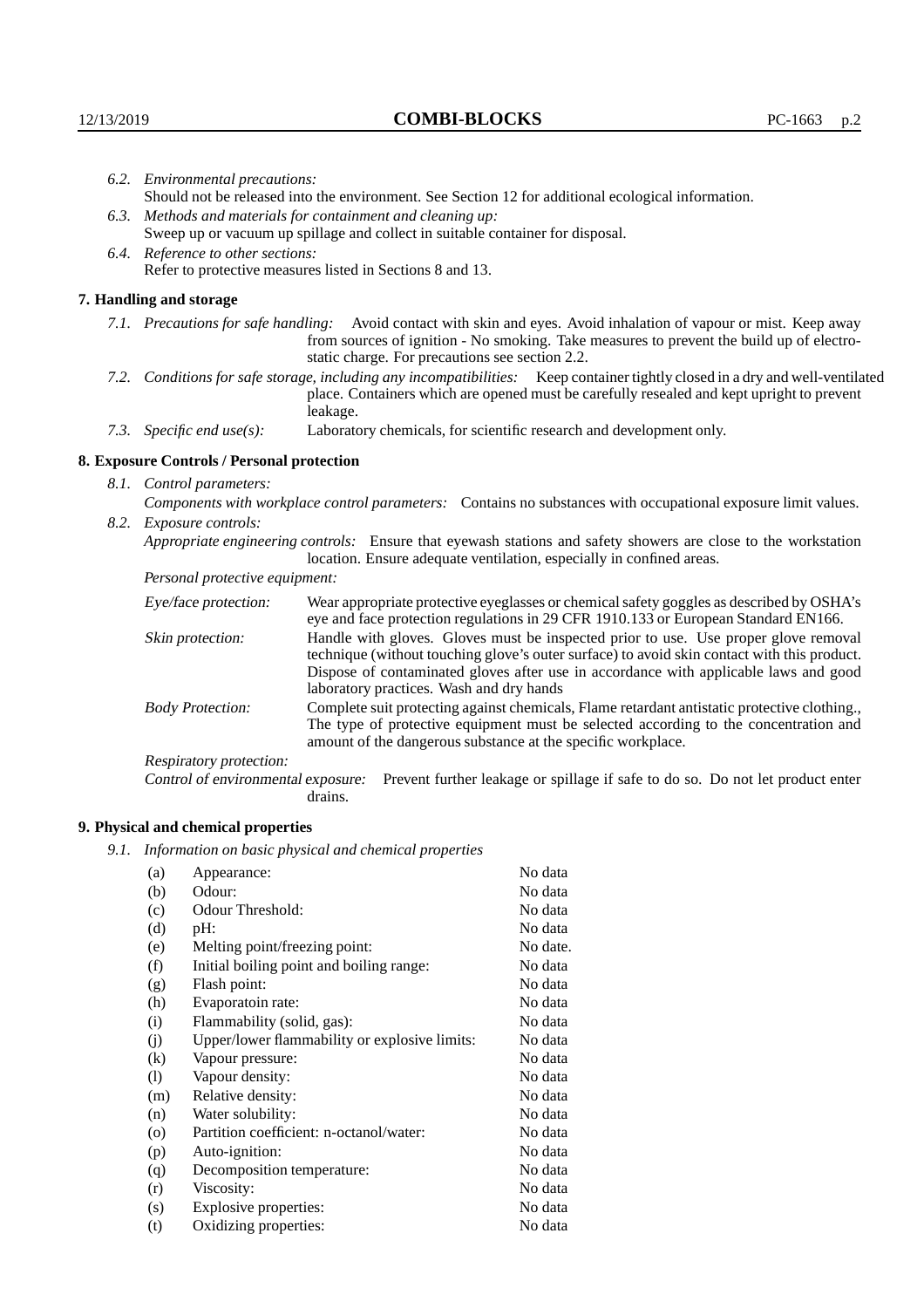*6.2. Environmental precautions:*
Should not be released into the environment. See Section 12 for additional ecological information.

*6.3. Methods and materials for containment and cleaning up:*
Sweep up or vacuum up spillage and collect in suitable container for disposal.

*6.4. Reference to other sections:*
Refer to protective measures listed in Sections 8 and 13.

## 7. Handling and storage

*7.1. Precautions for safe handling:* Avoid contact with skin and eyes. Avoid inhalation of vapour or mist. Keep away from sources of ignition - No smoking. Take measures to prevent the build up of electrostatic charge. For precautions see section 2.2.

*7.2. Conditions for safe storage, including any incompatibilities:* Keep container tightly closed in a dry and well-ventilated place. Containers which are opened must be carefully resealed and kept upright to prevent leakage.

*7.3. Specific end use(s):* Laboratory chemicals, for scientific research and development only.

## 8. Exposure Controls / Personal protection

*8.1. Control parameters:*
*Components with workplace control parameters:* Contains no substances with occupational exposure limit values.

*8.2. Exposure controls:*
*Appropriate engineering controls:* Ensure that eyewash stations and safety showers are close to the workstation location. Ensure adequate ventilation, especially in confined areas.

*Personal protective equipment:*

*Eye/face protection:* Wear appropriate protective eyeglasses or chemical safety goggles as described by OSHA's eye and face protection regulations in 29 CFR 1910.133 or European Standard EN166.

*Skin protection:* Handle with gloves. Gloves must be inspected prior to use. Use proper glove removal technique (without touching glove's outer surface) to avoid skin contact with this product. Dispose of contaminated gloves after use in accordance with applicable laws and good laboratory practices. Wash and dry hands

*Body Protection:* Complete suit protecting against chemicals, Flame retardant antistatic protective clothing., The type of protective equipment must be selected according to the concentration and amount of the dangerous substance at the specific workplace.

*Respiratory protection:*

*Control of environmental exposure:* Prevent further leakage or spillage if safe to do so. Do not let product enter drains.

## 9. Physical and chemical properties

*9.1. Information on basic physical and chemical properties*

| | | |
|---|---|---|
| (a) | Appearance: | No data |
| (b) | Odour: | No data |
| (c) | Odour Threshold: | No data |
| (d) | pH: | No data |
| (e) | Melting point/freezing point: | No date. |
| (f) | Initial boiling point and boiling range: | No data |
| (g) | Flash point: | No data |
| (h) | Evaporatoin rate: | No data |
| (i) | Flammability (solid, gas): | No data |
| (j) | Upper/lower flammability or explosive limits: | No data |
| (k) | Vapour pressure: | No data |
| (l) | Vapour density: | No data |
| (m) | Relative density: | No data |
| (n) | Water solubility: | No data |
| (o) | Partition coefficient: n-octanol/water: | No data |
| (p) | Auto-ignition: | No data |
| (q) | Decomposition temperature: | No data |
| (r) | Viscosity: | No data |
| (s) | Explosive properties: | No data |
| (t) | Oxidizing properties: | No data |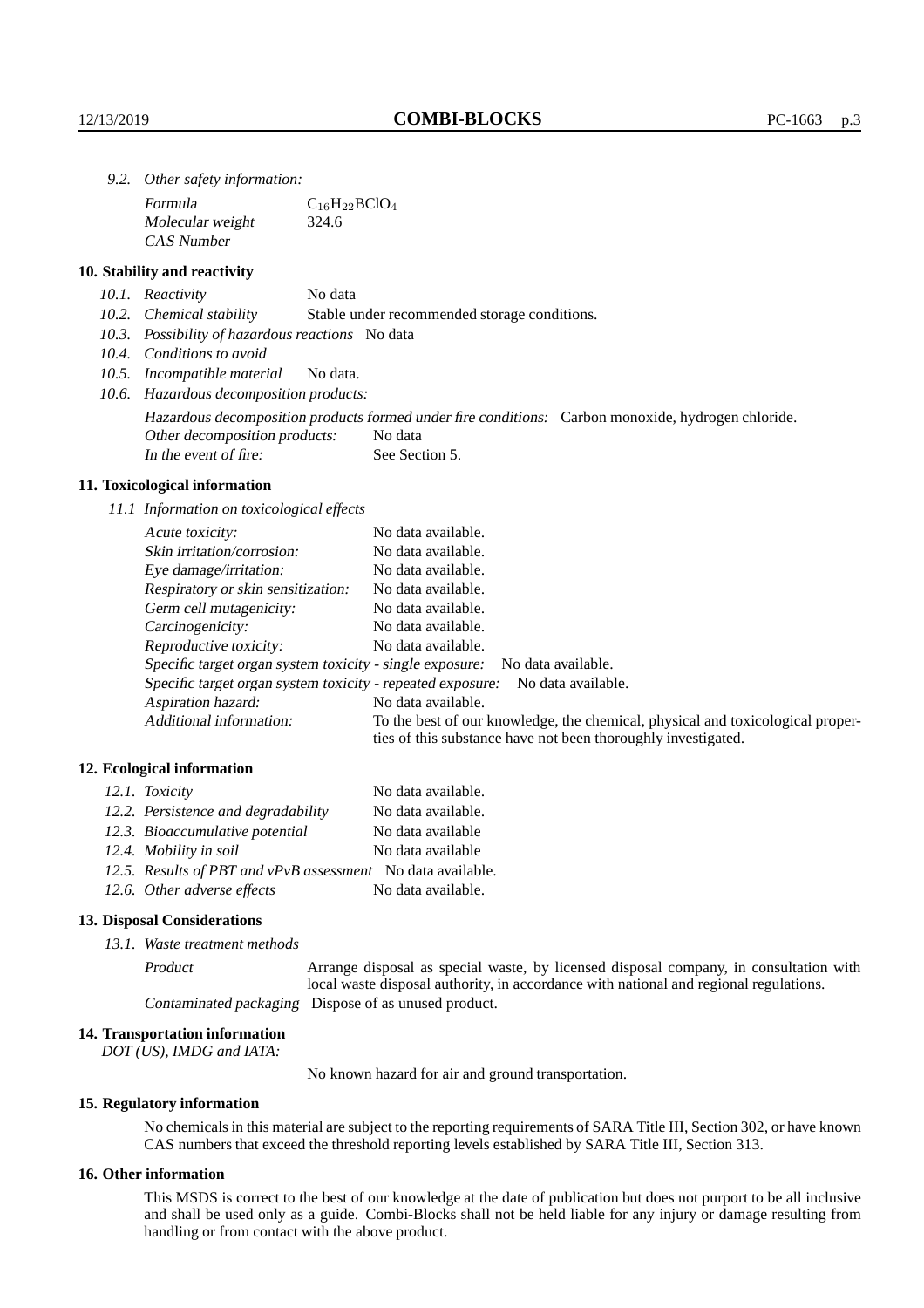*9.2. Other safety information:*

| | |
|---|---|
| *Formula* | $C_{16}H_{22}BClO_4$ |
| *Molecular weight* | 324.6 |
| *CAS Number* | |

## 10. Stability and reactivity

*10.1. Reactivity* No data

*10.2. Chemical stability* Stable under recommended storage conditions.

*10.3. Possibility of hazardous reactions* No data

*10.4. Conditions to avoid*

*10.5. Incompatible material* No data.

*10.6. Hazardous decomposition products:*

*Hazardous decomposition products formed under fire conditions:* Carbon monoxide, hydrogen chloride.

*Other decomposition products:* No data

*In the event of fire:* See Section 5.

## 11. Toxicological information

*11.1 Information on toxicological effects*

| | |
|---|---|
| *Acute toxicity:* | No data available. |
| *Skin irritation/corrosion:* | No data available. |
| *Eye damage/irritation:* | No data available. |
| *Respiratory or skin sensitization:* | No data available. |
| *Germ cell mutagenicity:* | No data available. |
| *Carcinogenicity:* | No data available. |
| *Reproductive toxicity:* | No data available. |
| *Specific target organ system toxicity - single exposure:* | No data available. |
| *Specific target organ system toxicity - repeated exposure:* | No data available. |
| *Aspiration hazard:* | No data available. |
| *Additional information:* | To the best of our knowledge, the chemical, physical and toxicological properties of this substance have not been thoroughly investigated. |

## 12. Ecological information

| | |
|---|---|
| *12.1. Toxicity* | No data available. |
| *12.2. Persistence and degradability* | No data available. |
| *12.3. Bioaccumulative potential* | No data available |
| *12.4. Mobility in soil* | No data available |
| *12.5. Results of PBT and vPvB assessment* | No data available. |
| *12.6. Other adverse effects* | No data available. |

## 13. Disposal Considerations

*13.1. Waste treatment methods*

*Product* Arrange disposal as special waste, by licensed disposal company, in consultation with local waste disposal authority, in accordance with national and regional regulations.

*Contaminated packaging* Dispose of as unused product.

## 14. Transportation information

*DOT (US), IMDG and IATA:*

No known hazard for air and ground transportation.

## 15. Regulatory information

No chemicals in this material are subject to the reporting requirements of SARA Title III, Section 302, or have known CAS numbers that exceed the threshold reporting levels established by SARA Title III, Section 313.

## 16. Other information

This MSDS is correct to the best of our knowledge at the date of publication but does not purport to be all inclusive and shall be used only as a guide. Combi-Blocks shall not be held liable for any injury or damage resulting from handling or from contact with the above product.